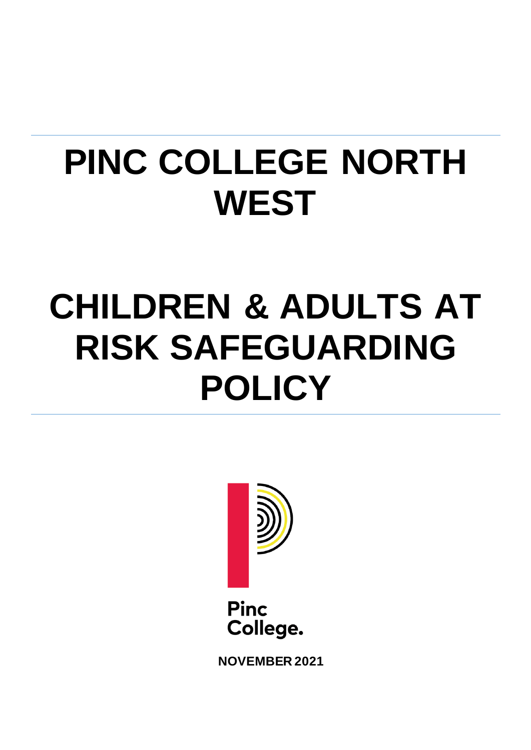# PINC COLLEGE NORTH WEST

# CHILDREN & ADULTS AT RISK SAFEGUARDING POLICY

Pinc College.

**NOVEMBER 2021**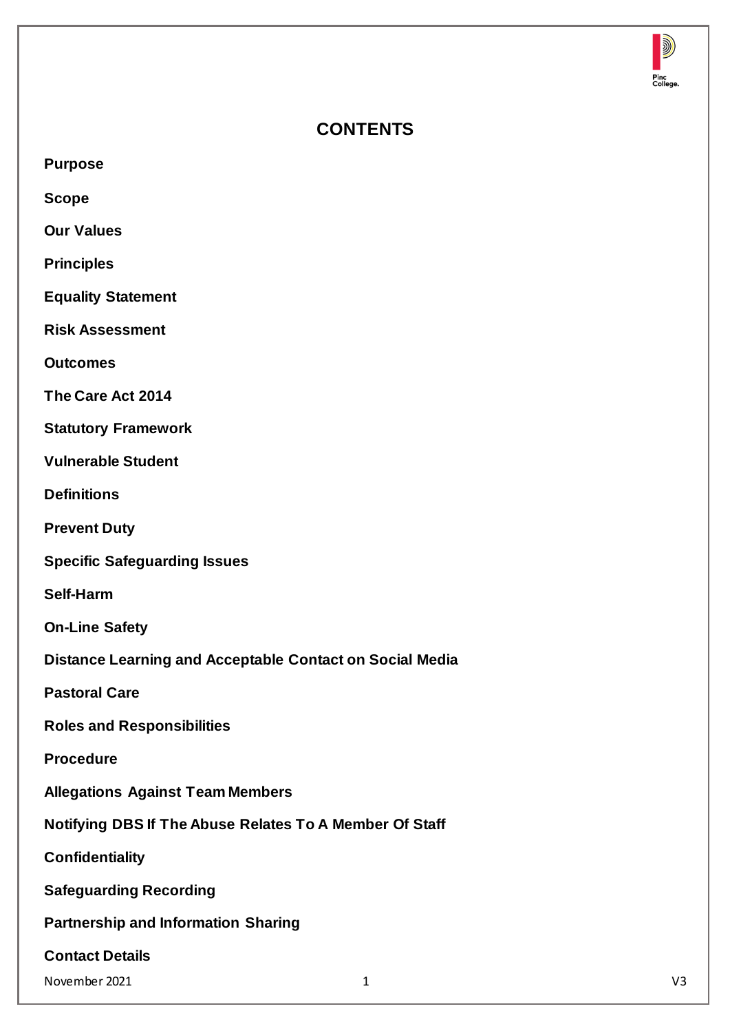# CONTENTS

**Purpose**

**Scope**

**Our Values**

**Principles**

**Equality Statement**

**Risk Assessment**

**Outcomes**

**The Care Act 2014**

**Statutory Framework**

**Vulnerable Student**

**Definitions**

**Prevent Duty**

**Specific Safeguarding Issues**

**Self-Harm**

**On-Line Safety**

**Distance Learning and Acceptable Contact on Social Media**

**Pastoral Care**

**Roles and Responsibilities**

**Procedure**

**Allegations Against Team Members**

**Notifying DBS If The Abuse Relates To A Member Of Staff**

**Confidentiality**

**Safeguarding Recording**

**Partnership and Information Sharing**

**Contact Details**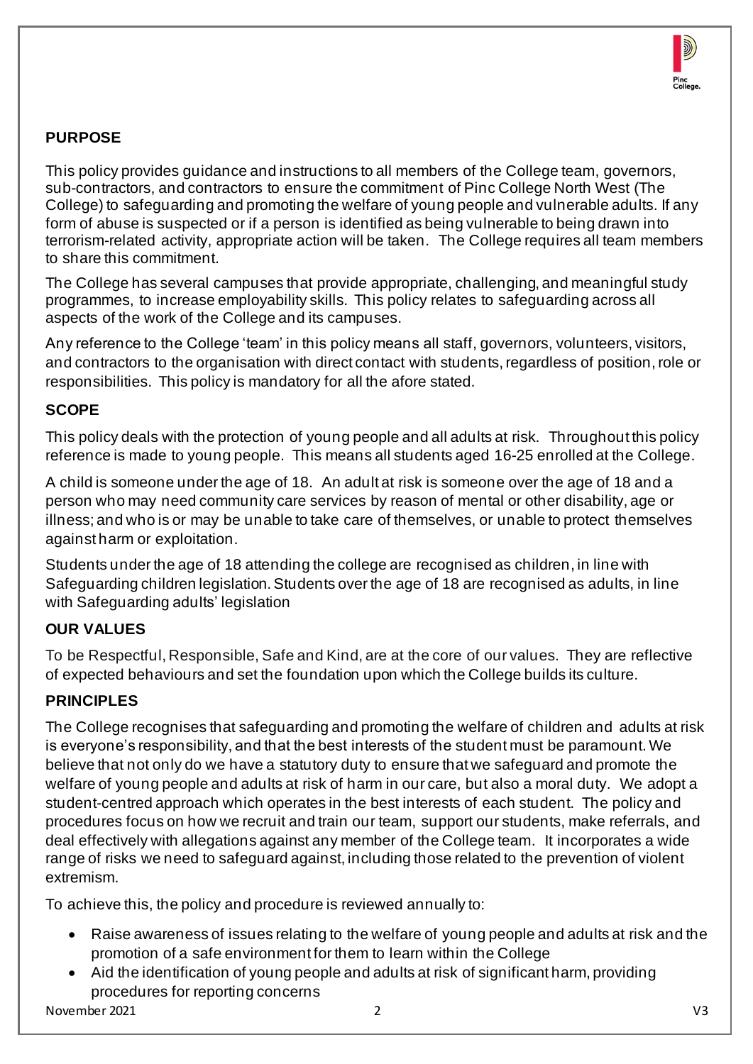## PURPOSE

This policy provides guidance and instructions to all members of the College team, governors, sub-contractors, and contractors to ensure the commitment of Pinc College North West (The College) to safeguarding and promoting the welfare of young people and vulnerable adults. If any form of abuse is suspected or if a person is identified as being vulnerable to being drawn into terrorism-related activity, appropriate action will be taken. The College requires all team members to share this commitment.

The College has several campuses that provide appropriate, challenging, and meaningful study programmes, to increase employability skills. This policy relates to safeguarding across all aspects of the work of the College and its campuses.

Any reference to the College 'team' in this policy means all staff, governors, volunteers, visitors, and contractors to the organisation with direct contact with students, regardless of position, role or responsibilities. This policy is mandatory for all the afore stated.

## SCOPE

This policy deals with the protection of young people and all adults at risk. Throughout this policy reference is made to young people. This means all students aged 16-25 enrolled at the College.

A child is someone under the age of 18. An adult at risk is someone over the age of 18 and a person who may need community care services by reason of mental or other disability, age or illness; and who is or may be unable to take care of themselves, or unable to protect themselves against harm or exploitation.

Students under the age of 18 attending the college are recognised as children, in line with Safeguarding children legislation. Students over the age of 18 are recognised as adults, in line with Safeguarding adults' legislation

## OUR VALUES

To be Respectful, Responsible, Safe and Kind, are at the core of our values. They are reflective of expected behaviours and set the foundation upon which the College builds its culture.

## PRINCIPLES

The College recognises that safeguarding and promoting the welfare of children and adults at risk is everyone's responsibility, and that the best interests of the student must be paramount. We believe that not only do we have a statutory duty to ensure that we safeguard and promote the welfare of young people and adults at risk of harm in our care, but also a moral duty. We adopt a student-centred approach which operates in the best interests of each student. The policy and procedures focus on how we recruit and train our team, support our students, make referrals, and deal effectively with allegations against any member of the College team. It incorporates a wide range of risks we need to safeguard against, including those related to the prevention of violent extremism.

To achieve this, the policy and procedure is reviewed annually to:

- Raise awareness of issues relating to the welfare of young people and adults at risk and the promotion of a safe environment for them to learn within the College
- Aid the identification of young people and adults at risk of significant harm, providing procedures for reporting concerns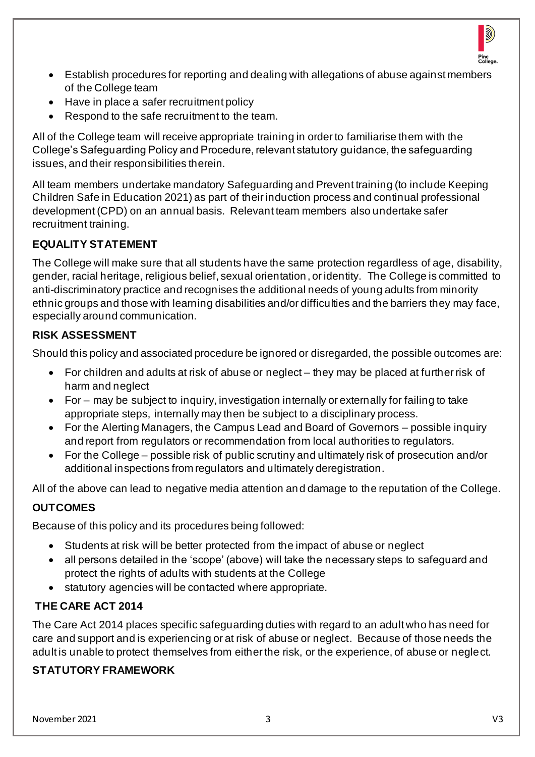- Establish procedures for reporting and dealing with allegations of abuse against members of the College team
- Have in place a safer recruitment policy
- Respond to the safe recruitment to the team.

All of the College team will receive appropriate training in order to familiarise them with the College's Safeguarding Policy and Procedure, relevant statutory guidance, the safeguarding issues, and their responsibilities therein.

All team members undertake mandatory Safeguarding and Prevent training (to include Keeping Children Safe in Education 2021) as part of their induction process and continual professional development (CPD) on an annual basis. Relevant team members also undertake safer recruitment training.

**EQUALITY STATEMENT**

The College will make sure that all students have the same protection regardless of age, disability, gender, racial heritage, religious belief, sexual orientation, or identity. The College is committed to anti-discriminatory practice and recognises the additional needs of young adults from minority ethnic groups and those with learning disabilities and/or difficulties and the barriers they may face, especially around communication.

**RISK ASSESSMENT**

Should this policy and associated procedure be ignored or disregarded, the possible outcomes are:

- For children and adults at risk of abuse or neglect – they may be placed at further risk of harm and neglect
- For – may be subject to inquiry, investigation internally or externally for failing to take appropriate steps, internally may then be subject to a disciplinary process.
- For the Alerting Managers, the Campus Lead and Board of Governors – possible inquiry and report from regulators or recommendation from local authorities to regulators.
- For the College – possible risk of public scrutiny and ultimately risk of prosecution and/or additional inspections from regulators and ultimately deregistration.

All of the above can lead to negative media attention and damage to the reputation of the College.

**OUTCOMES**

Because of this policy and its procedures being followed:

- Students at risk will be better protected from the impact of abuse or neglect
- all persons detailed in the 'scope' (above) will take the necessary steps to safeguard and protect the rights of adults with students at the College
- statutory agencies will be contacted where appropriate.

**THE CARE ACT 2014**

The Care Act 2014 places specific safeguarding duties with regard to an adult who has need for care and support and is experiencing or at risk of abuse or neglect. Because of those needs the adult is unable to protect themselves from either the risk, or the experience, of abuse or neglect.

**STATUTORY FRAMEWORK**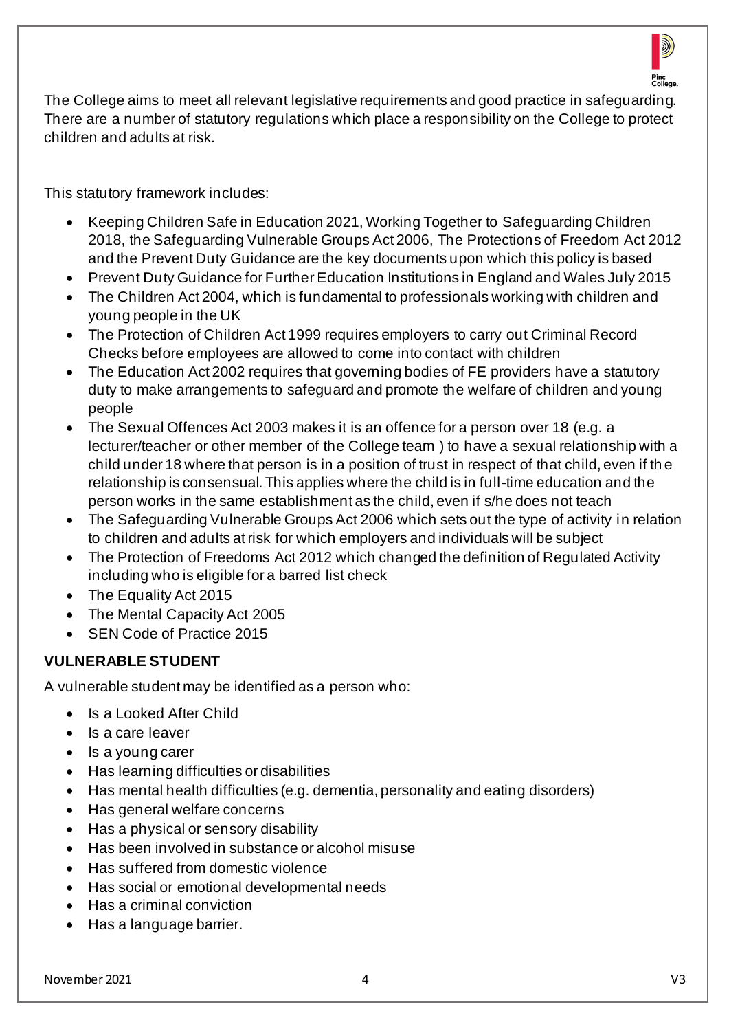The College aims to meet all relevant legislative requirements and good practice in safeguarding. There are a number of statutory regulations which place a responsibility on the College to protect children and adults at risk.

This statutory framework includes:

- Keeping Children Safe in Education 2021, Working Together to Safeguarding Children 2018, the Safeguarding Vulnerable Groups Act 2006, The Protections of Freedom Act 2012 and the Prevent Duty Guidance are the key documents upon which this policy is based
- Prevent Duty Guidance for Further Education Institutions in England and Wales July 2015
- The Children Act 2004, which is fundamental to professionals working with children and young people in the UK
- The Protection of Children Act 1999 requires employers to carry out Criminal Record Checks before employees are allowed to come into contact with children
- The Education Act 2002 requires that governing bodies of FE providers have a statutory duty to make arrangements to safeguard and promote the welfare of children and young people
- The Sexual Offences Act 2003 makes it is an offence for a person over 18 (e.g. a lecturer/teacher or other member of the College team ) to have a sexual relationship with a child under 18 where that person is in a position of trust in respect of that child, even if the relationship is consensual. This applies where the child is in full-time education and the person works in the same establishment as the child, even if s/he does not teach
- The Safeguarding Vulnerable Groups Act 2006 which sets out the type of activity in relation to children and adults at risk for which employers and individuals will be subject
- The Protection of Freedoms Act 2012 which changed the definition of Regulated Activity including who is eligible for a barred list check
- The Equality Act 2015
- The Mental Capacity Act 2005
- SEN Code of Practice 2015

**VULNERABLE STUDENT**

A vulnerable student may be identified as a person who:

- Is a Looked After Child
- Is a care leaver
- Is a young carer
- Has learning difficulties or disabilities
- Has mental health difficulties (e.g. dementia, personality and eating disorders)
- Has general welfare concerns
- Has a physical or sensory disability
- Has been involved in substance or alcohol misuse
- Has suffered from domestic violence
- Has social or emotional developmental needs
- Has a criminal conviction
- Has a language barrier.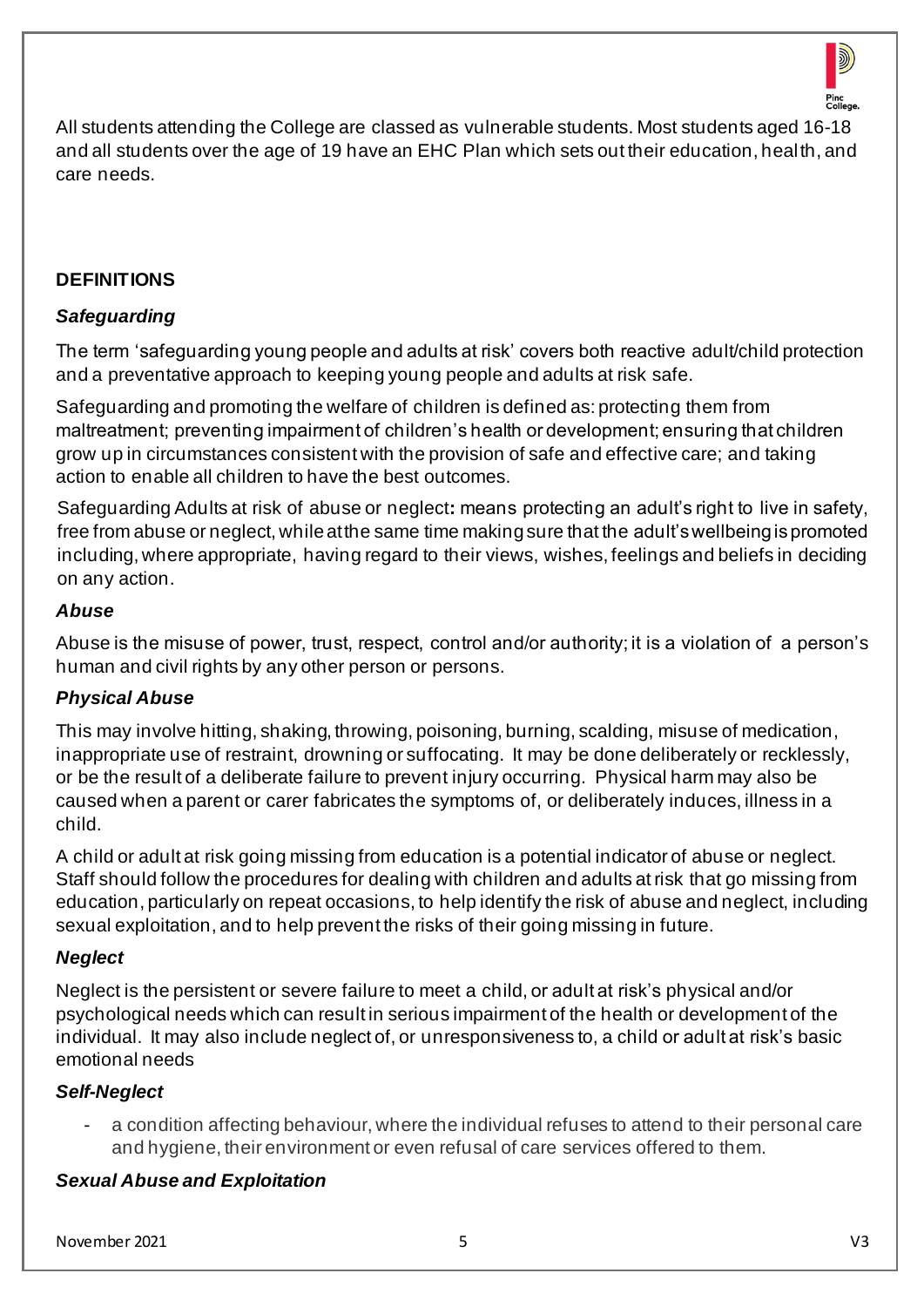All students attending the College are classed as vulnerable students. Most students aged 16-18 and all students over the age of 19 have an EHC Plan which sets out their education, health, and care needs.

## DEFINITIONS

### *Safeguarding*

The term 'safeguarding young people and adults at risk' covers both reactive adult/child protection and a preventative approach to keeping young people and adults at risk safe.

Safeguarding and promoting the welfare of children is defined as: protecting them from maltreatment; preventing impairment of children's health or development; ensuring that children grow up in circumstances consistent with the provision of safe and effective care; and taking action to enable all children to have the best outcomes.

Safeguarding Adults at risk of abuse or neglect**:** means protecting an adult's right to live in safety, free from abuse or neglect, while at the same time making sure that the adult's wellbeing is promoted including, where appropriate, having regard to their views, wishes, feelings and beliefs in deciding on any action.

### *Abuse*

Abuse is the misuse of power, trust, respect, control and/or authority; it is a violation of a person's human and civil rights by any other person or persons.

### *Physical Abuse*

This may involve hitting, shaking, throwing, poisoning, burning, scalding, misuse of medication, inappropriate use of restraint, drowning or suffocating. It may be done deliberately or recklessly, or be the result of a deliberate failure to prevent injury occurring. Physical harm may also be caused when a parent or carer fabricates the symptoms of, or deliberately induces, illness in a child.

A child or adult at risk going missing from education is a potential indicator of abuse or neglect. Staff should follow the procedures for dealing with children and adults at risk that go missing from education, particularly on repeat occasions, to help identify the risk of abuse and neglect, including sexual exploitation, and to help prevent the risks of their going missing in future.

### *Neglect*

Neglect is the persistent or severe failure to meet a child, or adult at risk's physical and/or psychological needs which can result in serious impairment of the health or development of the individual. It may also include neglect of, or unresponsiveness to, a child or adult at risk's basic emotional needs

### *Self-Neglect*

- a condition affecting behaviour, where the individual refuses to attend to their personal care and hygiene, their environment or even refusal of care services offered to them.

### *Sexual Abuse and Exploitation*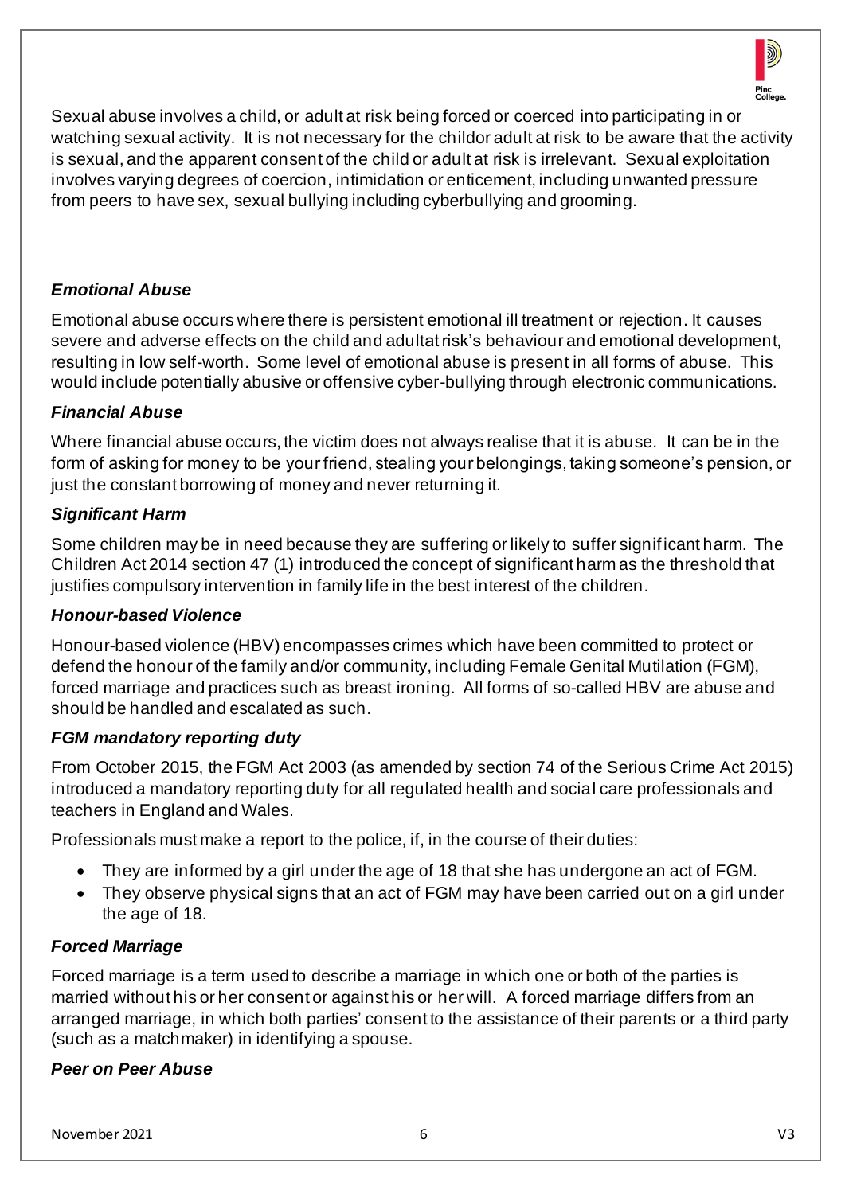Sexual abuse involves a child, or adult at risk being forced or coerced into participating in or watching sexual activity. It is not necessary for the childor adult at risk to be aware that the activity is sexual, and the apparent consent of the child or adult at risk is irrelevant. Sexual exploitation involves varying degrees of coercion, intimidation or enticement, including unwanted pressure from peers to have sex, sexual bullying including cyberbullying and grooming.

### *Emotional Abuse*

Emotional abuse occurs where there is persistent emotional ill treatment or rejection. It causes severe and adverse effects on the child and adultat risk's behaviour and emotional development, resulting in low self-worth. Some level of emotional abuse is present in all forms of abuse. This would include potentially abusive or offensive cyber-bullying through electronic communications.

### *Financial Abuse*

Where financial abuse occurs, the victim does not always realise that it is abuse. It can be in the form of asking for money to be your friend, stealing your belongings, taking someone's pension, or just the constant borrowing of money and never returning it.

### *Significant Harm*

Some children may be in need because they are suffering or likely to suffer significant harm. The Children Act 2014 section 47 (1) introduced the concept of significant harm as the threshold that justifies compulsory intervention in family life in the best interest of the children.

### *Honour-based Violence*

Honour-based violence (HBV) encompasses crimes which have been committed to protect or defend the honour of the family and/or community, including Female Genital Mutilation (FGM), forced marriage and practices such as breast ironing. All forms of so-called HBV are abuse and should be handled and escalated as such.

### *FGM mandatory reporting duty*

From October 2015, the FGM Act 2003 (as amended by section 74 of the Serious Crime Act 2015) introduced a mandatory reporting duty for all regulated health and social care professionals and teachers in England and Wales.

Professionals must make a report to the police, if, in the course of their duties:

- They are informed by a girl under the age of 18 that she has undergone an act of FGM.
- They observe physical signs that an act of FGM may have been carried out on a girl under the age of 18.

### *Forced Marriage*

Forced marriage is a term used to describe a marriage in which one or both of the parties is married without his or her consent or against his or her will. A forced marriage differs from an arranged marriage, in which both parties' consent to the assistance of their parents or a third party (such as a matchmaker) in identifying a spouse.

### *Peer on Peer Abuse*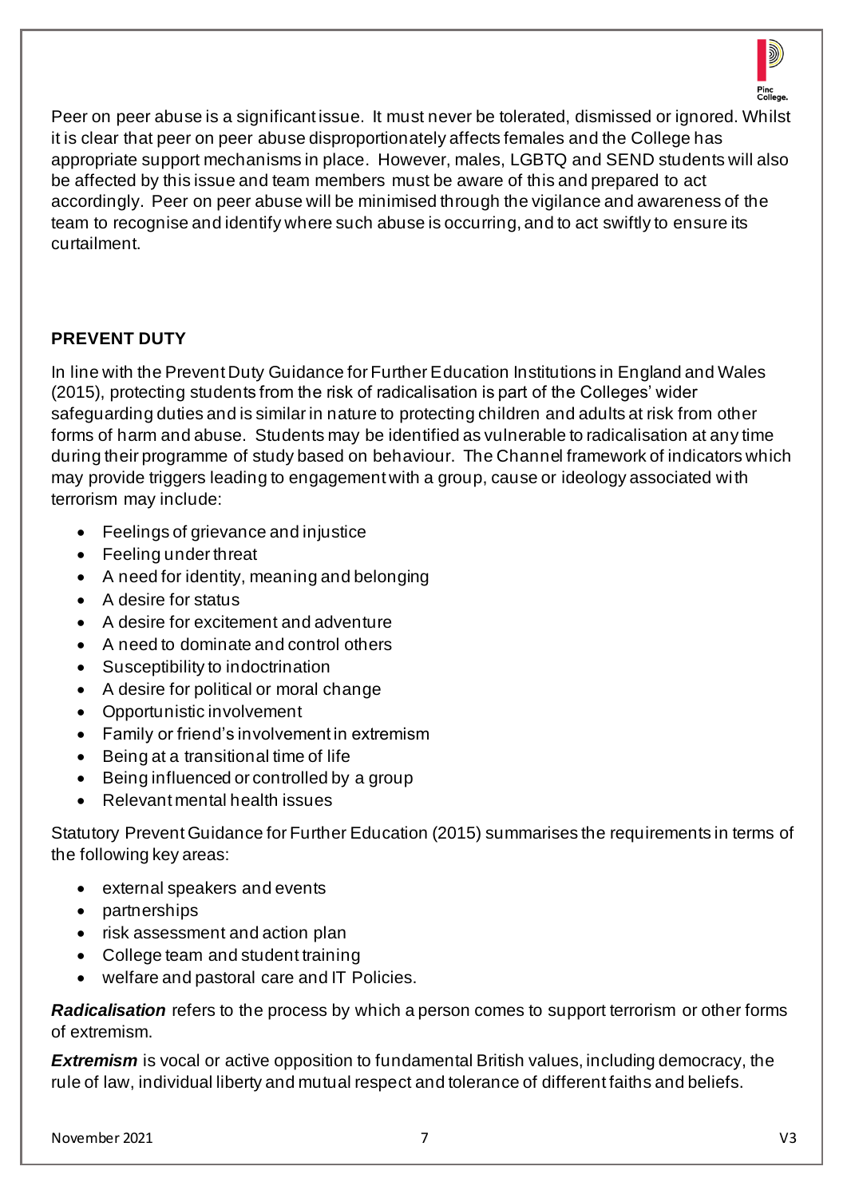Peer on peer abuse is a significant issue. It must never be tolerated, dismissed or ignored. Whilst it is clear that peer on peer abuse disproportionately affects females and the College has appropriate support mechanisms in place. However, males, LGBTQ and SEND students will also be affected by this issue and team members must be aware of this and prepared to act accordingly. Peer on peer abuse will be minimised through the vigilance and awareness of the team to recognise and identify where such abuse is occurring, and to act swiftly to ensure its curtailment.

## PREVENT DUTY

In line with the Prevent Duty Guidance for Further Education Institutions in England and Wales (2015), protecting students from the risk of radicalisation is part of the Colleges' wider safeguarding duties and is similar in nature to protecting children and adults at risk from other forms of harm and abuse. Students may be identified as vulnerable to radicalisation at any time during their programme of study based on behaviour. The Channel framework of indicators which may provide triggers leading to engagement with a group, cause or ideology associated with terrorism may include:

- Feelings of grievance and injustice
- Feeling under threat
- A need for identity, meaning and belonging
- A desire for status
- A desire for excitement and adventure
- A need to dominate and control others
- Susceptibility to indoctrination
- A desire for political or moral change
- Opportunistic involvement
- Family or friend's involvement in extremism
- Being at a transitional time of life
- Being influenced or controlled by a group
- Relevant mental health issues

Statutory Prevent Guidance for Further Education (2015) summarises the requirements in terms of the following key areas:

- external speakers and events
- partnerships
- risk assessment and action plan
- College team and student training
- welfare and pastoral care and IT Policies.

***Radicalisation*** refers to the process by which a person comes to support terrorism or other forms of extremism.

***Extremism*** is vocal or active opposition to fundamental British values, including democracy, the rule of law, individual liberty and mutual respect and tolerance of different faiths and beliefs.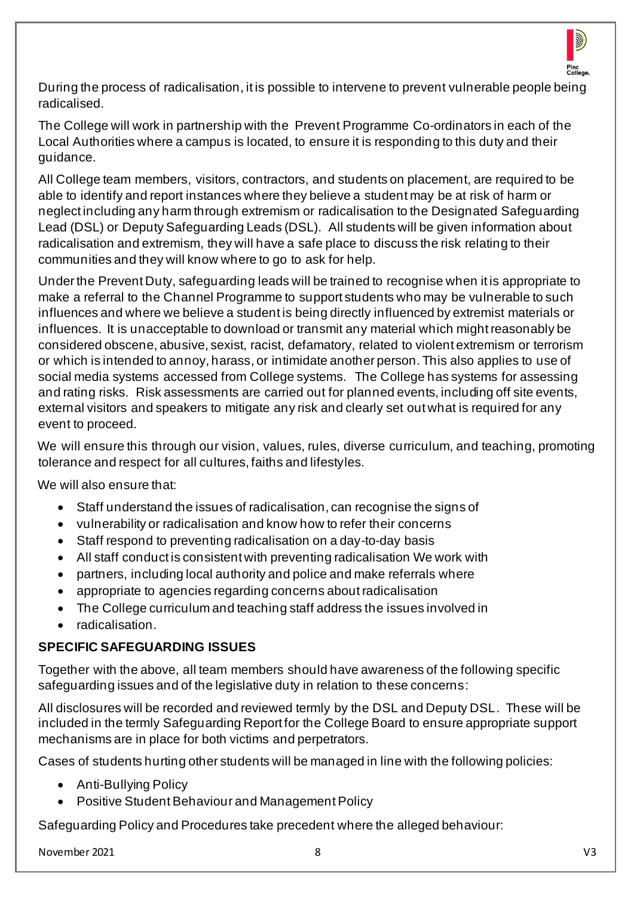During the process of radicalisation, it is possible to intervene to prevent vulnerable people being radicalised.

The College will work in partnership with the Prevent Programme Co-ordinators in each of the Local Authorities where a campus is located, to ensure it is responding to this duty and their guidance.

All College team members, visitors, contractors, and students on placement, are required to be able to identify and report instances where they believe a student may be at risk of harm or neglect including any harm through extremism or radicalisation to the Designated Safeguarding Lead (DSL) or Deputy Safeguarding Leads (DSL). All students will be given information about radicalisation and extremism, they will have a safe place to discuss the risk relating to their communities and they will know where to go to ask for help.

Under the Prevent Duty, safeguarding leads will be trained to recognise when it is appropriate to make a referral to the Channel Programme to support students who may be vulnerable to such influences and where we believe a student is being directly influenced by extremist materials or influences. It is unacceptable to download or transmit any material which might reasonably be considered obscene, abusive, sexist, racist, defamatory, related to violent extremism or terrorism or which is intended to annoy, harass, or intimidate another person. This also applies to use of social media systems accessed from College systems. The College has systems for assessing and rating risks. Risk assessments are carried out for planned events, including off site events, external visitors and speakers to mitigate any risk and clearly set out what is required for any event to proceed.

We will ensure this through our vision, values, rules, diverse curriculum, and teaching, promoting tolerance and respect for all cultures, faiths and lifestyles.

We will also ensure that:

- Staff understand the issues of radicalisation, can recognise the signs of
- vulnerability or radicalisation and know how to refer their concerns
- Staff respond to preventing radicalisation on a day-to-day basis
- All staff conduct is consistent with preventing radicalisation We work with
- partners, including local authority and police and make referrals where
- appropriate to agencies regarding concerns about radicalisation
- The College curriculum and teaching staff address the issues involved in
- radicalisation.

**SPECIFIC SAFEGUARDING ISSUES**

Together with the above, all team members should have awareness of the following specific safeguarding issues and of the legislative duty in relation to these concerns:

All disclosures will be recorded and reviewed termly by the DSL and Deputy DSL. These will be included in the termly Safeguarding Report for the College Board to ensure appropriate support mechanisms are in place for both victims and perpetrators.

Cases of students hurting other students will be managed in line with the following policies:

- Anti-Bullying Policy
- Positive Student Behaviour and Management Policy

Safeguarding Policy and Procedures take precedent where the alleged behaviour: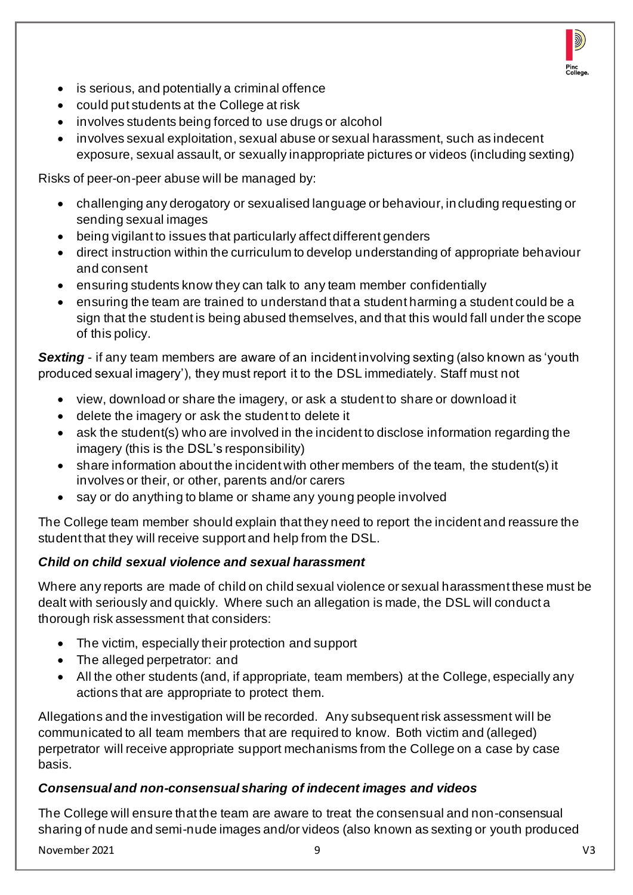- is serious, and potentially a criminal offence
- could put students at the College at risk
- involves students being forced to use drugs or alcohol
- involves sexual exploitation, sexual abuse or sexual harassment, such as indecent exposure, sexual assault, or sexually inappropriate pictures or videos (including sexting)

Risks of peer-on-peer abuse will be managed by:

- challenging any derogatory or sexualised language or behaviour, including requesting or sending sexual images
- being vigilant to issues that particularly affect different genders
- direct instruction within the curriculum to develop understanding of appropriate behaviour and consent
- ensuring students know they can talk to any team member confidentially
- ensuring the team are trained to understand that a student harming a student could be a sign that the student is being abused themselves, and that this would fall under the scope of this policy.

***Sexting*** - if any team members are aware of an incident involving sexting (also known as 'youth produced sexual imagery'), they must report it to the DSL immediately. Staff must not

- view, download or share the imagery, or ask a student to share or download it
- delete the imagery or ask the student to delete it
- ask the student(s) who are involved in the incident to disclose information regarding the imagery (this is the DSL's responsibility)
- share information about the incident with other members of the team, the student(s) it involves or their, or other, parents and/or carers
- say or do anything to blame or shame any young people involved

The College team member should explain that they need to report the incident and reassure the student that they will receive support and help from the DSL.

***Child on child sexual violence and sexual harassment***

Where any reports are made of child on child sexual violence or sexual harassment these must be dealt with seriously and quickly. Where such an allegation is made, the DSL will conduct a thorough risk assessment that considers:

- The victim, especially their protection and support
- The alleged perpetrator: and
- All the other students (and, if appropriate, team members) at the College, especially any actions that are appropriate to protect them.

Allegations and the investigation will be recorded. Any subsequent risk assessment will be communicated to all team members that are required to know. Both victim and (alleged) perpetrator will receive appropriate support mechanisms from the College on a case by case basis.

***Consensual and non-consensual sharing of indecent images and videos***

The College will ensure that the team are aware to treat the consensual and non-consensual sharing of nude and semi-nude images and/or videos (also known as sexting or youth produced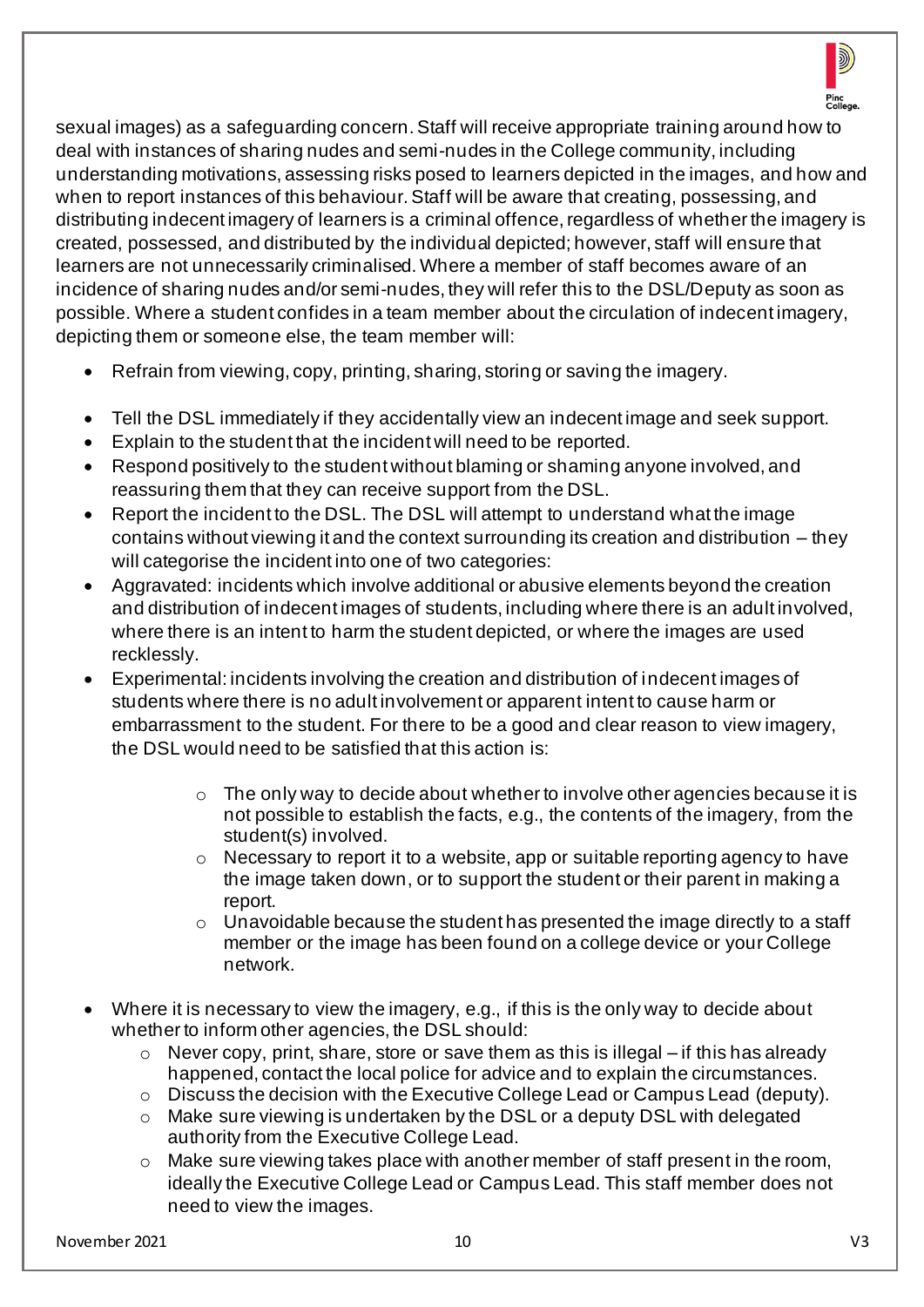sexual images) as a safeguarding concern. Staff will receive appropriate training around how to deal with instances of sharing nudes and semi-nudes in the College community, including understanding motivations, assessing risks posed to learners depicted in the images, and how and when to report instances of this behaviour. Staff will be aware that creating, possessing, and distributing indecent imagery of learners is a criminal offence, regardless of whether the imagery is created, possessed, and distributed by the individual depicted; however, staff will ensure that learners are not unnecessarily criminalised. Where a member of staff becomes aware of an incidence of sharing nudes and/or semi-nudes, they will refer this to the DSL/Deputy as soon as possible. Where a student confides in a team member about the circulation of indecent imagery, depicting them or someone else, the team member will:

- Refrain from viewing, copy, printing, sharing, storing or saving the imagery.
- Tell the DSL immediately if they accidentally view an indecent image and seek support.
- Explain to the student that the incident will need to be reported.
- Respond positively to the student without blaming or shaming anyone involved, and reassuring them that they can receive support from the DSL.
- Report the incident to the DSL. The DSL will attempt to understand what the image contains without viewing it and the context surrounding its creation and distribution – they will categorise the incident into one of two categories:
- Aggravated: incidents which involve additional or abusive elements beyond the creation and distribution of indecent images of students, including where there is an adult involved, where there is an intent to harm the student depicted, or where the images are used recklessly.
- Experimental: incidents involving the creation and distribution of indecent images of students where there is no adult involvement or apparent intent to cause harm or embarrassment to the student. For there to be a good and clear reason to view imagery, the DSL would need to be satisfied that this action is:
    - The only way to decide about whether to involve other agencies because it is not possible to establish the facts, e.g., the contents of the imagery, from the student(s) involved.
    - Necessary to report it to a website, app or suitable reporting agency to have the image taken down, or to support the student or their parent in making a report.
    - Unavoidable because the student has presented the image directly to a staff member or the image has been found on a college device or your College network.
- Where it is necessary to view the imagery, e.g., if this is the only way to decide about whether to inform other agencies, the DSL should:
    - Never copy, print, share, store or save them as this is illegal – if this has already happened, contact the local police for advice and to explain the circumstances.
    - Discuss the decision with the Executive College Lead or Campus Lead (deputy).
    - Make sure viewing is undertaken by the DSL or a deputy DSL with delegated authority from the Executive College Lead.
    - Make sure viewing takes place with another member of staff present in the room, ideally the Executive College Lead or Campus Lead. This staff member does not need to view the images.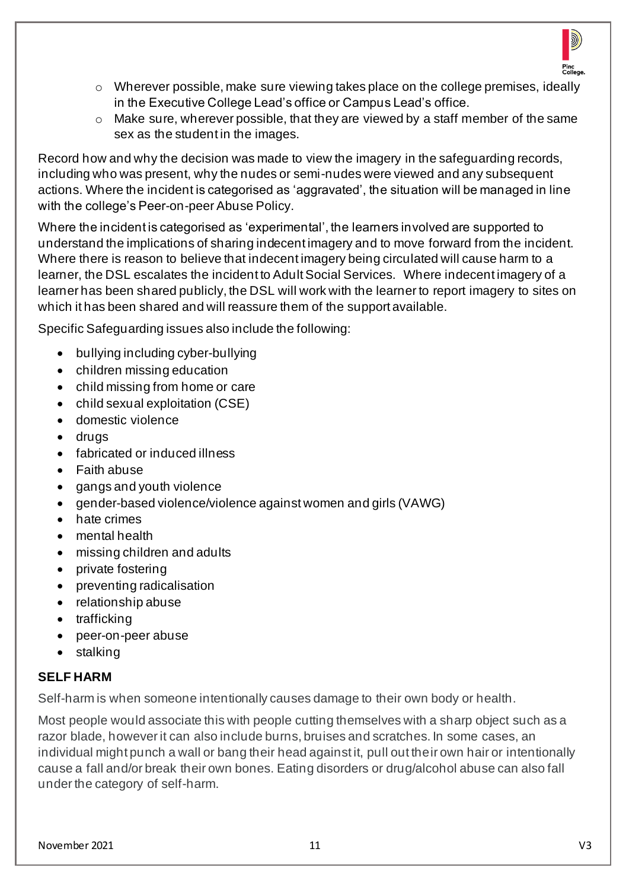- Wherever possible, make sure viewing takes place on the college premises, ideally in the Executive College Lead's office or Campus Lead's office.
- Make sure, wherever possible, that they are viewed by a staff member of the same sex as the student in the images.

Record how and why the decision was made to view the imagery in the safeguarding records, including who was present, why the nudes or semi-nudes were viewed and any subsequent actions. Where the incident is categorised as 'aggravated', the situation will be managed in line with the college's Peer-on-peer Abuse Policy.

Where the incident is categorised as 'experimental', the learners involved are supported to understand the implications of sharing indecent imagery and to move forward from the incident. Where there is reason to believe that indecent imagery being circulated will cause harm to a learner, the DSL escalates the incident to Adult Social Services. Where indecent imagery of a learner has been shared publicly, the DSL will work with the learner to report imagery to sites on which it has been shared and will reassure them of the support available.

Specific Safeguarding issues also include the following:

- bullying including cyber-bullying
- children missing education
- child missing from home or care
- child sexual exploitation (CSE)
- domestic violence
- drugs
- fabricated or induced illness
- Faith abuse
- gangs and youth violence
- gender-based violence/violence against women and girls (VAWG)
- hate crimes
- mental health
- missing children and adults
- private fostering
- preventing radicalisation
- relationship abuse
- trafficking
- peer-on-peer abuse
- stalking

## SELF HARM

Self-harm is when someone intentionally causes damage to their own body or health.

Most people would associate this with people cutting themselves with a sharp object such as a razor blade, however it can also include burns, bruises and scratches. In some cases, an individual might punch a wall or bang their head against it, pull out their own hair or intentionally cause a fall and/or break their own bones. Eating disorders or drug/alcohol abuse can also fall under the category of self-harm.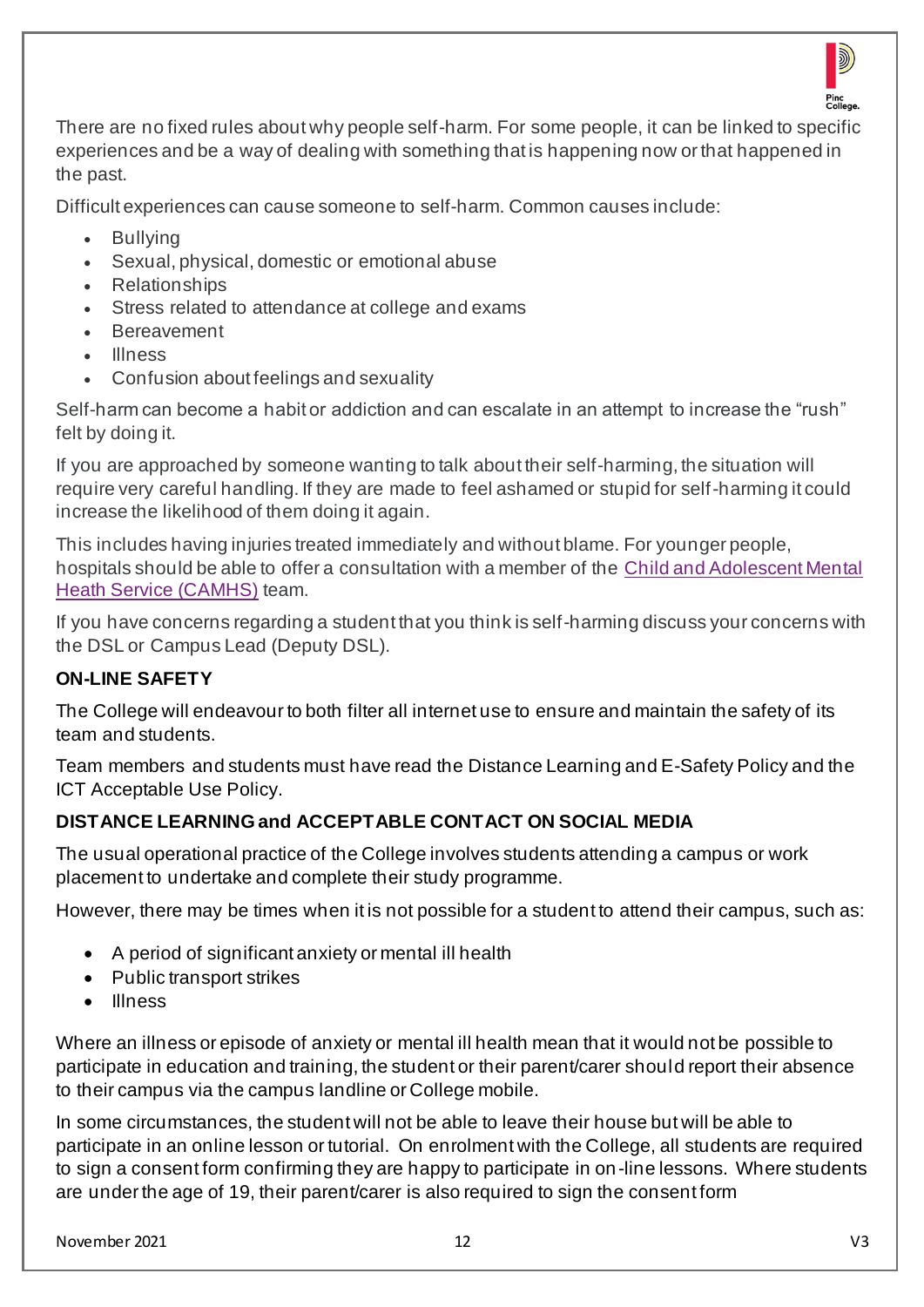There are no fixed rules about why people self-harm. For some people, it can be linked to specific experiences and be a way of dealing with something that is happening now or that happened in the past.

Difficult experiences can cause someone to self-harm. Common causes include:

- Bullying
- Sexual, physical, domestic or emotional abuse
- Relationships
- Stress related to attendance at college and exams
- Bereavement
- Illness
- Confusion about feelings and sexuality

Self-harm can become a habit or addiction and can escalate in an attempt to increase the "rush" felt by doing it.

If you are approached by someone wanting to talk about their self-harming, the situation will require very careful handling. If they are made to feel ashamed or stupid for self-harming it could increase the likelihood of them doing it again.

This includes having injuries treated immediately and without blame. For younger people, hospitals should be able to offer a consultation with a member of the Child and Adolescent Mental Heath Service (CAMHS) team.

If you have concerns regarding a student that you think is self-harming discuss your concerns with the DSL or Campus Lead (Deputy DSL).

**ON-LINE SAFETY**

The College will endeavour to both filter all internet use to ensure and maintain the safety of its team and students.

Team members and students must have read the Distance Learning and E-Safety Policy and the ICT Acceptable Use Policy.

**DISTANCE LEARNING and ACCEPTABLE CONTACT ON SOCIAL MEDIA**

The usual operational practice of the College involves students attending a campus or work placement to undertake and complete their study programme.

However, there may be times when it is not possible for a student to attend their campus, such as:

- A period of significant anxiety or mental ill health
- Public transport strikes
- Illness

Where an illness or episode of anxiety or mental ill health mean that it would not be possible to participate in education and training, the student or their parent/carer should report their absence to their campus via the campus landline or College mobile.

In some circumstances, the student will not be able to leave their house but will be able to participate in an online lesson or tutorial. On enrolment with the College, all students are required to sign a consent form confirming they are happy to participate in on-line lessons. Where students are under the age of 19, their parent/carer is also required to sign the consent form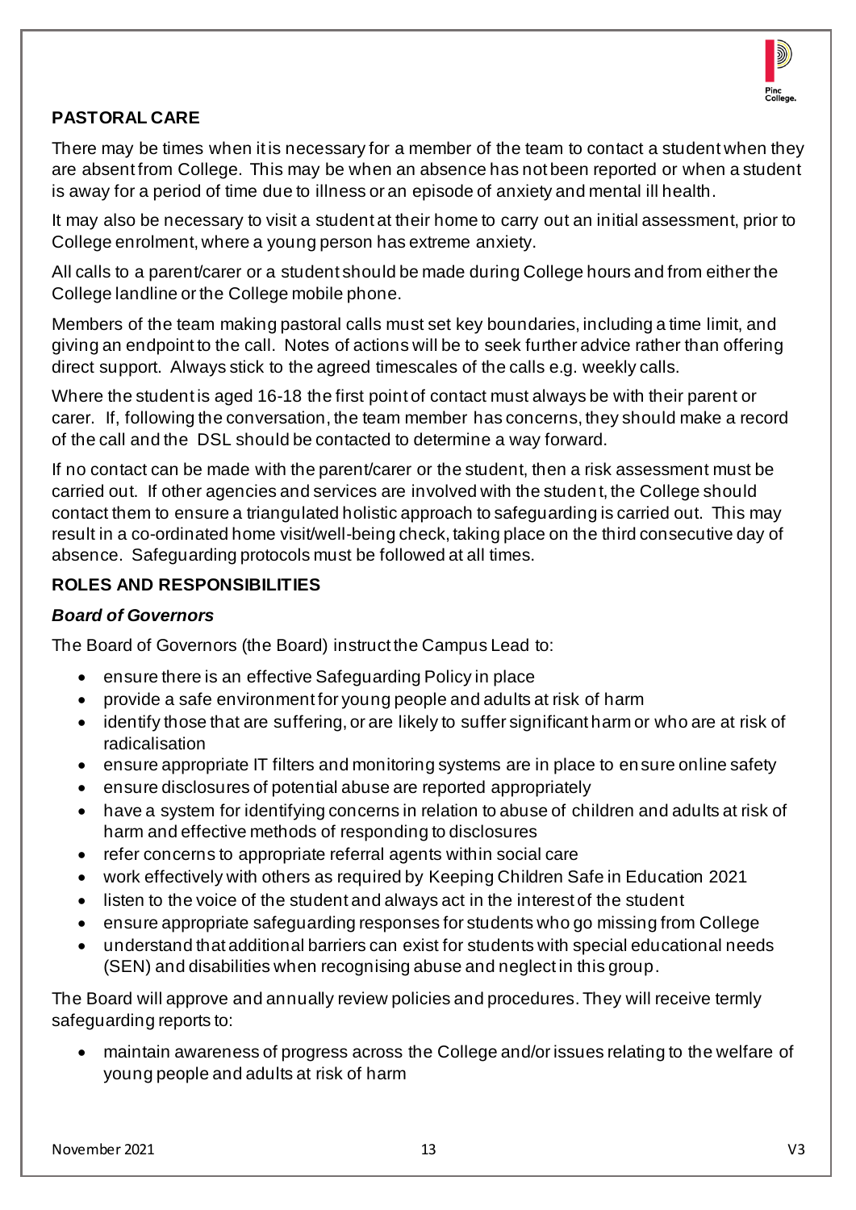## PASTORAL CARE

There may be times when it is necessary for a member of the team to contact a student when they are absent from College. This may be when an absence has not been reported or when a student is away for a period of time due to illness or an episode of anxiety and mental ill health.

It may also be necessary to visit a student at their home to carry out an initial assessment, prior to College enrolment, where a young person has extreme anxiety.

All calls to a parent/carer or a student should be made during College hours and from either the College landline or the College mobile phone.

Members of the team making pastoral calls must set key boundaries, including a time limit, and giving an endpoint to the call. Notes of actions will be to seek further advice rather than offering direct support. Always stick to the agreed timescales of the calls e.g. weekly calls.

Where the student is aged 16-18 the first point of contact must always be with their parent or carer. If, following the conversation, the team member has concerns, they should make a record of the call and the DSL should be contacted to determine a way forward.

If no contact can be made with the parent/carer or the student, then a risk assessment must be carried out. If other agencies and services are involved with the student, the College should contact them to ensure a triangulated holistic approach to safeguarding is carried out. This may result in a co-ordinated home visit/well-being check, taking place on the third consecutive day of absence. Safeguarding protocols must be followed at all times.

## ROLES AND RESPONSIBILITIES

### *Board of Governors*

The Board of Governors (the Board) instruct the Campus Lead to:

- ensure there is an effective Safeguarding Policy in place
- provide a safe environment for young people and adults at risk of harm
- identify those that are suffering, or are likely to suffer significant harm or who are at risk of radicalisation
- ensure appropriate IT filters and monitoring systems are in place to ensure online safety
- ensure disclosures of potential abuse are reported appropriately
- have a system for identifying concerns in relation to abuse of children and adults at risk of harm and effective methods of responding to disclosures
- refer concerns to appropriate referral agents within social care
- work effectively with others as required by Keeping Children Safe in Education 2021
- listen to the voice of the student and always act in the interest of the student
- ensure appropriate safeguarding responses for students who go missing from College
- understand that additional barriers can exist for students with special educational needs (SEN) and disabilities when recognising abuse and neglect in this group.

The Board will approve and annually review policies and procedures. They will receive termly safeguarding reports to:

- maintain awareness of progress across the College and/or issues relating to the welfare of young people and adults at risk of harm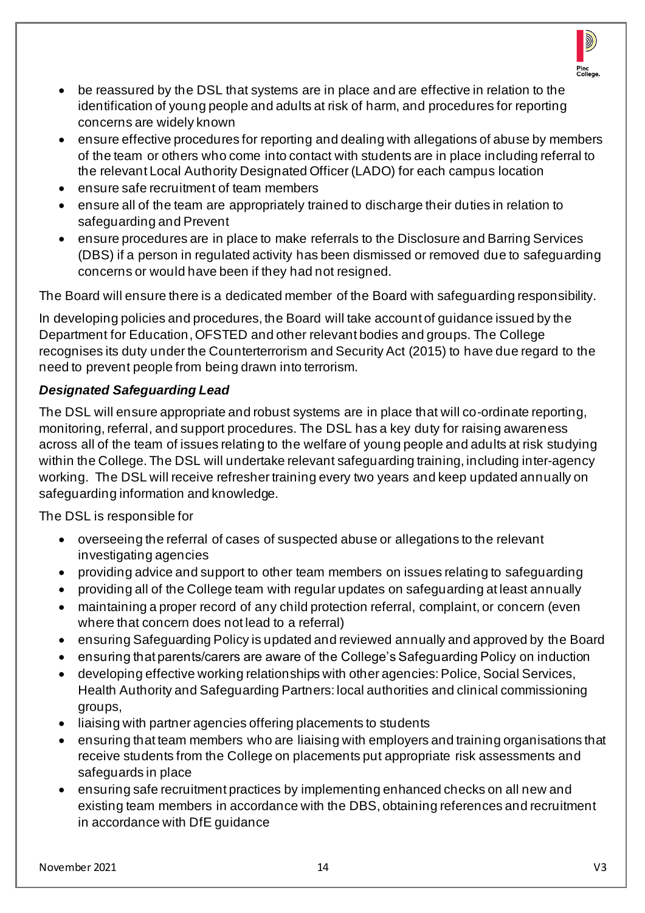- be reassured by the DSL that systems are in place and are effective in relation to the identification of young people and adults at risk of harm, and procedures for reporting concerns are widely known
- ensure effective procedures for reporting and dealing with allegations of abuse by members of the team or others who come into contact with students are in place including referral to the relevant Local Authority Designated Officer (LADO) for each campus location
- ensure safe recruitment of team members
- ensure all of the team are appropriately trained to discharge their duties in relation to safeguarding and Prevent
- ensure procedures are in place to make referrals to the Disclosure and Barring Services (DBS) if a person in regulated activity has been dismissed or removed due to safeguarding concerns or would have been if they had not resigned.

The Board will ensure there is a dedicated member of the Board with safeguarding responsibility.

In developing policies and procedures, the Board will take account of guidance issued by the Department for Education, OFSTED and other relevant bodies and groups. The College recognises its duty under the Counterterrorism and Security Act (2015) to have due regard to the need to prevent people from being drawn into terrorism.

***Designated Safeguarding Lead***

The DSL will ensure appropriate and robust systems are in place that will co-ordinate reporting, monitoring, referral, and support procedures. The DSL has a key duty for raising awareness across all of the team of issues relating to the welfare of young people and adults at risk studying within the College. The DSL will undertake relevant safeguarding training, including inter-agency working. The DSL will receive refresher training every two years and keep updated annually on safeguarding information and knowledge.

The DSL is responsible for

- overseeing the referral of cases of suspected abuse or allegations to the relevant investigating agencies
- providing advice and support to other team members on issues relating to safeguarding
- providing all of the College team with regular updates on safeguarding at least annually
- maintaining a proper record of any child protection referral, complaint, or concern (even where that concern does not lead to a referral)
- ensuring Safeguarding Policy is updated and reviewed annually and approved by the Board
- ensuring that parents/carers are aware of the College's Safeguarding Policy on induction
- developing effective working relationships with other agencies: Police, Social Services, Health Authority and Safeguarding Partners: local authorities and clinical commissioning groups,
- liaising with partner agencies offering placements to students
- ensuring that team members who are liaising with employers and training organisations that receive students from the College on placements put appropriate risk assessments and safeguards in place
- ensuring safe recruitment practices by implementing enhanced checks on all new and existing team members in accordance with the DBS, obtaining references and recruitment in accordance with DfE guidance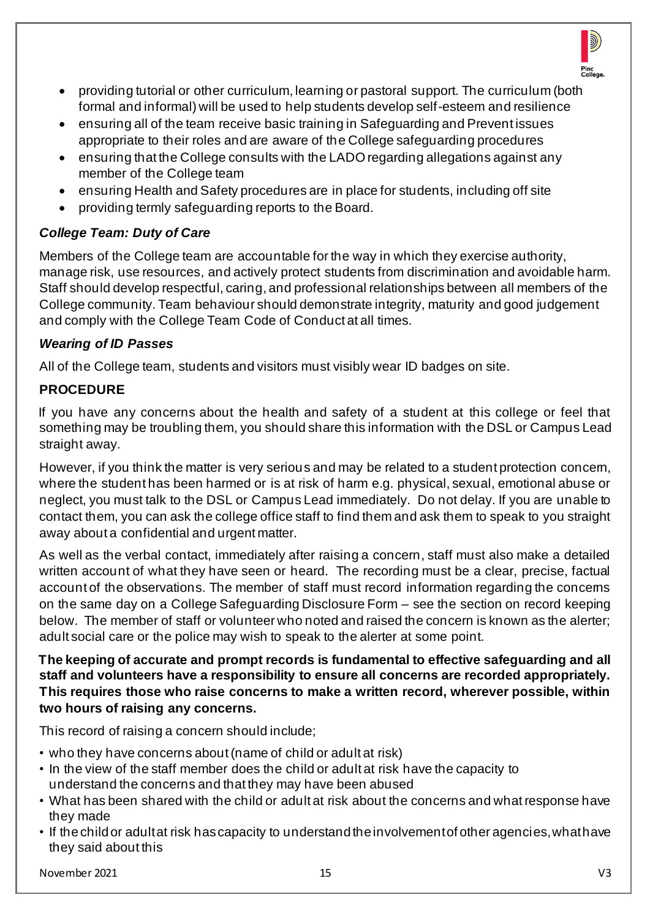- providing tutorial or other curriculum, learning or pastoral support. The curriculum (both formal and informal) will be used to help students develop self-esteem and resilience
- ensuring all of the team receive basic training in Safeguarding and Prevent issues appropriate to their roles and are aware of the College safeguarding procedures
- ensuring that the College consults with the LADO regarding allegations against any member of the College team
- ensuring Health and Safety procedures are in place for students, including off site
- providing termly safeguarding reports to the Board.

### *College Team: Duty of Care*

Members of the College team are accountable for the way in which they exercise authority, manage risk, use resources, and actively protect students from discrimination and avoidable harm. Staff should develop respectful, caring, and professional relationships between all members of the College community. Team behaviour should demonstrate integrity, maturity and good judgement and comply with the College Team Code of Conduct at all times.

### *Wearing of ID Passes*

All of the College team, students and visitors must visibly wear ID badges on site.

## PROCEDURE

If you have any concerns about the health and safety of a student at this college or feel that something may be troubling them, you should share this information with the DSL or Campus Lead straight away.

However, if you think the matter is very serious and may be related to a student protection concern, where the student has been harmed or is at risk of harm e.g. physical, sexual, emotional abuse or neglect, you must talk to the DSL or Campus Lead immediately. Do not delay. If you are unable to contact them, you can ask the college office staff to find them and ask them to speak to you straight away about a confidential and urgent matter.

As well as the verbal contact, immediately after raising a concern, staff must also make a detailed written account of what they have seen or heard. The recording must be a clear, precise, factual account of the observations. The member of staff must record information regarding the concerns on the same day on a College Safeguarding Disclosure Form – see the section on record keeping below. The member of staff or volunteer who noted and raised the concern is known as the alerter; adult social care or the police may wish to speak to the alerter at some point.

**The keeping of accurate and prompt records is fundamental to effective safeguarding and all staff and volunteers have a responsibility to ensure all concerns are recorded appropriately. This requires those who raise concerns to make a written record, wherever possible, within two hours of raising any concerns.**

This record of raising a concern should include;

- who they have concerns about (name of child or adult at risk)
- In the view of the staff member does the child or adult at risk have the capacity to understand the concerns and that they may have been abused
- What has been shared with the child or adult at risk about the concerns and what response have they made
- If the child or adult at risk has capacity to understand the involvement of other agencies, what have they said about this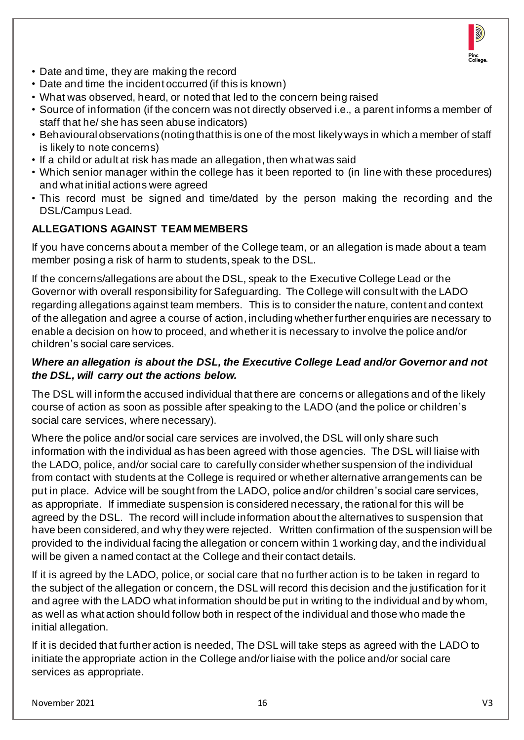- Date and time, they are making the record
- Date and time the incident occurred (if this is known)
- What was observed, heard, or noted that led to the concern being raised
- Source of information (if the concern was not directly observed i.e., a parent informs a member of staff that he/ she has seen abuse indicators)
- Behavioural observations (noting that this is one of the most likely ways in which a member of staff is likely to note concerns)
- If a child or adult at risk has made an allegation, then what was said
- Which senior manager within the college has it been reported to (in line with these procedures) and what initial actions were agreed
- This record must be signed and time/dated by the person making the recording and the DSL/Campus Lead.

**ALLEGATIONS AGAINST TEAM MEMBERS**

If you have concerns about a member of the College team, or an allegation is made about a team member posing a risk of harm to students, speak to the DSL.

If the concerns/allegations are about the DSL, speak to the Executive College Lead or the Governor with overall responsibility for Safeguarding. The College will consult with the LADO regarding allegations against team members. This is to consider the nature, content and context of the allegation and agree a course of action, including whether further enquiries are necessary to enable a decision on how to proceed, and whether it is necessary to involve the police and/or children's social care services.

***Where an allegation is about the DSL, the Executive College Lead and/or Governor and not the DSL, will carry out the actions below.***

The DSL will inform the accused individual that there are concerns or allegations and of the likely course of action as soon as possible after speaking to the LADO (and the police or children's social care services, where necessary).

Where the police and/or social care services are involved, the DSL will only share such information with the individual as has been agreed with those agencies. The DSL will liaise with the LADO, police, and/or social care to carefully consider whether suspension of the individual from contact with students at the College is required or whether alternative arrangements can be put in place. Advice will be sought from the LADO, police and/or children's social care services, as appropriate. If immediate suspension is considered necessary, the rational for this will be agreed by the DSL. The record will include information about the alternatives to suspension that have been considered, and why they were rejected. Written confirmation of the suspension will be provided to the individual facing the allegation or concern within 1 working day, and the individual will be given a named contact at the College and their contact details.

If it is agreed by the LADO, police, or social care that no further action is to be taken in regard to the subject of the allegation or concern, the DSL will record this decision and the justification for it and agree with the LADO what information should be put in writing to the individual and by whom, as well as what action should follow both in respect of the individual and those who made the initial allegation.

If it is decided that further action is needed, The DSL will take steps as agreed with the LADO to initiate the appropriate action in the College and/or liaise with the police and/or social care services as appropriate.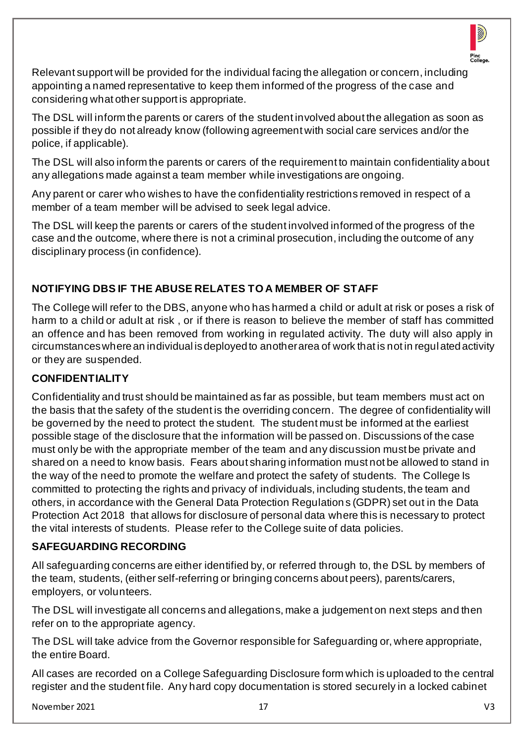Relevant support will be provided for the individual facing the allegation or concern, including appointing a named representative to keep them informed of the progress of the case and considering what other support is appropriate.

The DSL will inform the parents or carers of the student involved about the allegation as soon as possible if they do not already know (following agreement with social care services and/or the police, if applicable).

The DSL will also inform the parents or carers of the requirement to maintain confidentiality about any allegations made against a team member while investigations are ongoing.

Any parent or carer who wishes to have the confidentiality restrictions removed in respect of a member of a team member will be advised to seek legal advice.

The DSL will keep the parents or carers of the student involved informed of the progress of the case and the outcome, where there is not a criminal prosecution, including the outcome of any disciplinary process (in confidence).

## NOTIFYING DBS IF THE ABUSE RELATES TO A MEMBER OF STAFF

The College will refer to the DBS, anyone who has harmed a child or adult at risk or poses a risk of harm to a child or adult at risk , or if there is reason to believe the member of staff has committed an offence and has been removed from working in regulated activity. The duty will also apply in circumstances where an individual is deployed to another area of work that is not in regulated activity or they are suspended.

## CONFIDENTIALITY

Confidentiality and trust should be maintained as far as possible, but team members must act on the basis that the safety of the student is the overriding concern. The degree of confidentiality will be governed by the need to protect the student. The student must be informed at the earliest possible stage of the disclosure that the information will be passed on. Discussions of the case must only be with the appropriate member of the team and any discussion must be private and shared on a need to know basis. Fears about sharing information must not be allowed to stand in the way of the need to promote the welfare and protect the safety of students. The College Is committed to protecting the rights and privacy of individuals, including students, the team and others, in accordance with the General Data Protection Regulations (GDPR) set out in the Data Protection Act 2018 that allows for disclosure of personal data where this is necessary to protect the vital interests of students. Please refer to the College suite of data policies.

## SAFEGUARDING RECORDING

All safeguarding concerns are either identified by, or referred through to, the DSL by members of the team, students, (either self-referring or bringing concerns about peers), parents/carers, employers, or volunteers.

The DSL will investigate all concerns and allegations, make a judgement on next steps and then refer on to the appropriate agency.

The DSL will take advice from the Governor responsible for Safeguarding or, where appropriate, the entire Board.

All cases are recorded on a College Safeguarding Disclosure form which is uploaded to the central register and the student file. Any hard copy documentation is stored securely in a locked cabinet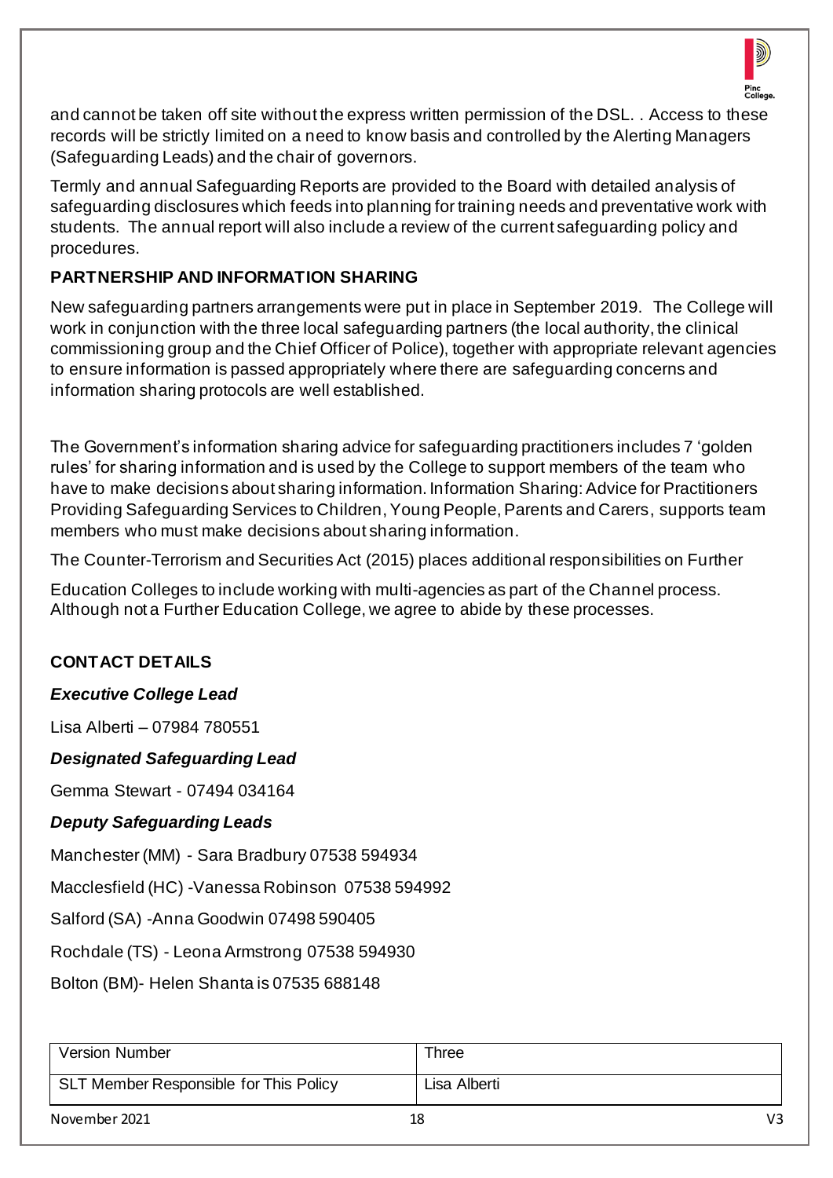and cannot be taken off site without the express written permission of the DSL. . Access to these records will be strictly limited on a need to know basis and controlled by the Alerting Managers (Safeguarding Leads) and the chair of governors.

Termly and annual Safeguarding Reports are provided to the Board with detailed analysis of safeguarding disclosures which feeds into planning for training needs and preventative work with students. The annual report will also include a review of the current safeguarding policy and procedures.

**PARTNERSHIP AND INFORMATION SHARING**

New safeguarding partners arrangements were put in place in September 2019. The College will work in conjunction with the three local safeguarding partners (the local authority, the clinical commissioning group and the Chief Officer of Police), together with appropriate relevant agencies to ensure information is passed appropriately where there are safeguarding concerns and information sharing protocols are well established.

The Government's information sharing advice for safeguarding practitioners includes 7 'golden rules' for sharing information and is used by the College to support members of the team who have to make decisions about sharing information. Information Sharing: Advice for Practitioners Providing Safeguarding Services to Children, Young People, Parents and Carers, supports team members who must make decisions about sharing information.

The Counter-Terrorism and Securities Act (2015) places additional responsibilities on Further

Education Colleges to include working with multi-agencies as part of the Channel process. Although not a Further Education College, we agree to abide by these processes.

**CONTACT DETAILS**

***Executive College Lead***

Lisa Alberti – 07984 780551

***Designated Safeguarding Lead***

Gemma Stewart - 07494 034164

***Deputy Safeguarding Leads***

Manchester (MM) - Sara Bradbury 07538 594934

Macclesfield (HC) -Vanessa Robinson 07538 594992

Salford (SA) -Anna Goodwin 07498 590405

Rochdale (TS) - Leona Armstrong 07538 594930

Bolton (BM)- Helen Shanta is 07535 688148

| Version Number | Three |
| --- | --- |
| SLT Member Responsible for This Policy | Lisa Alberti |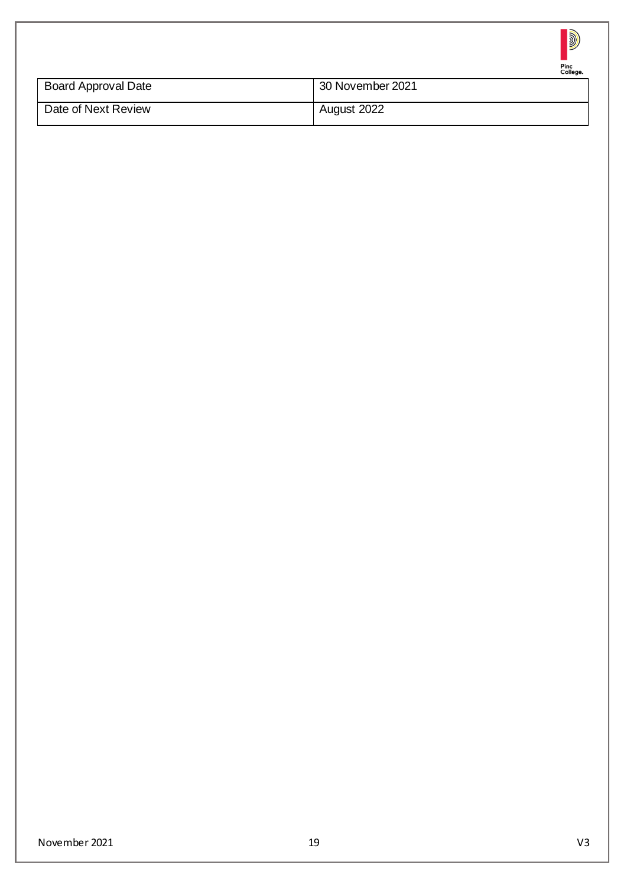| | |
|---|---|
| Board Approval Date | 30 November 2021 |
| Date of Next Review | August 2022 |